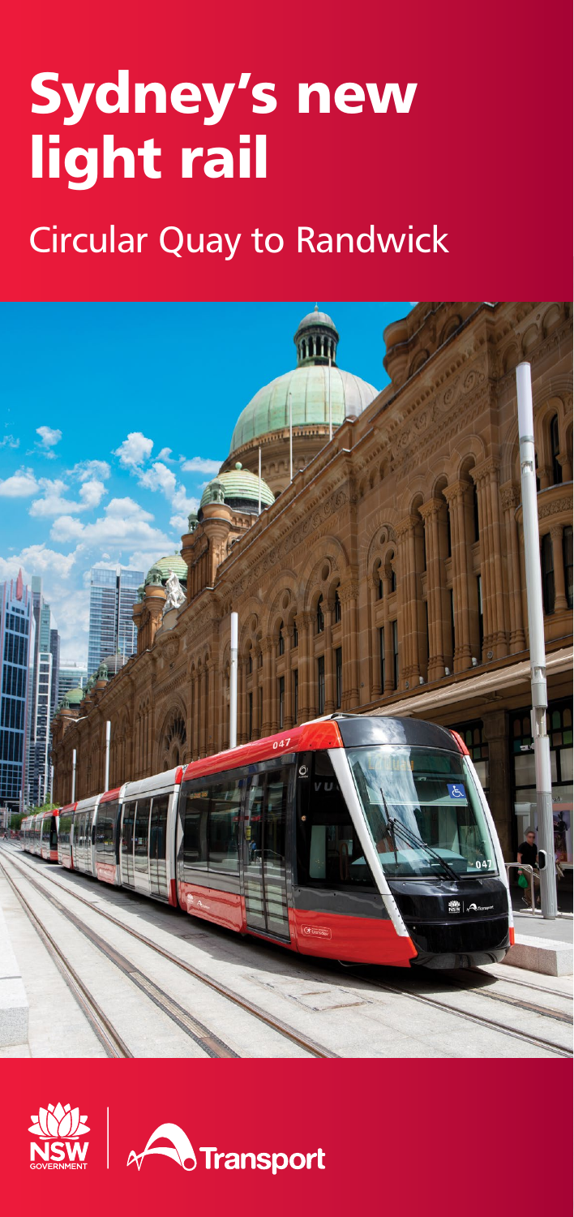# Sydney's new light rail

## Circular Quay to Randwick

NSW GOVERNMENT | Transport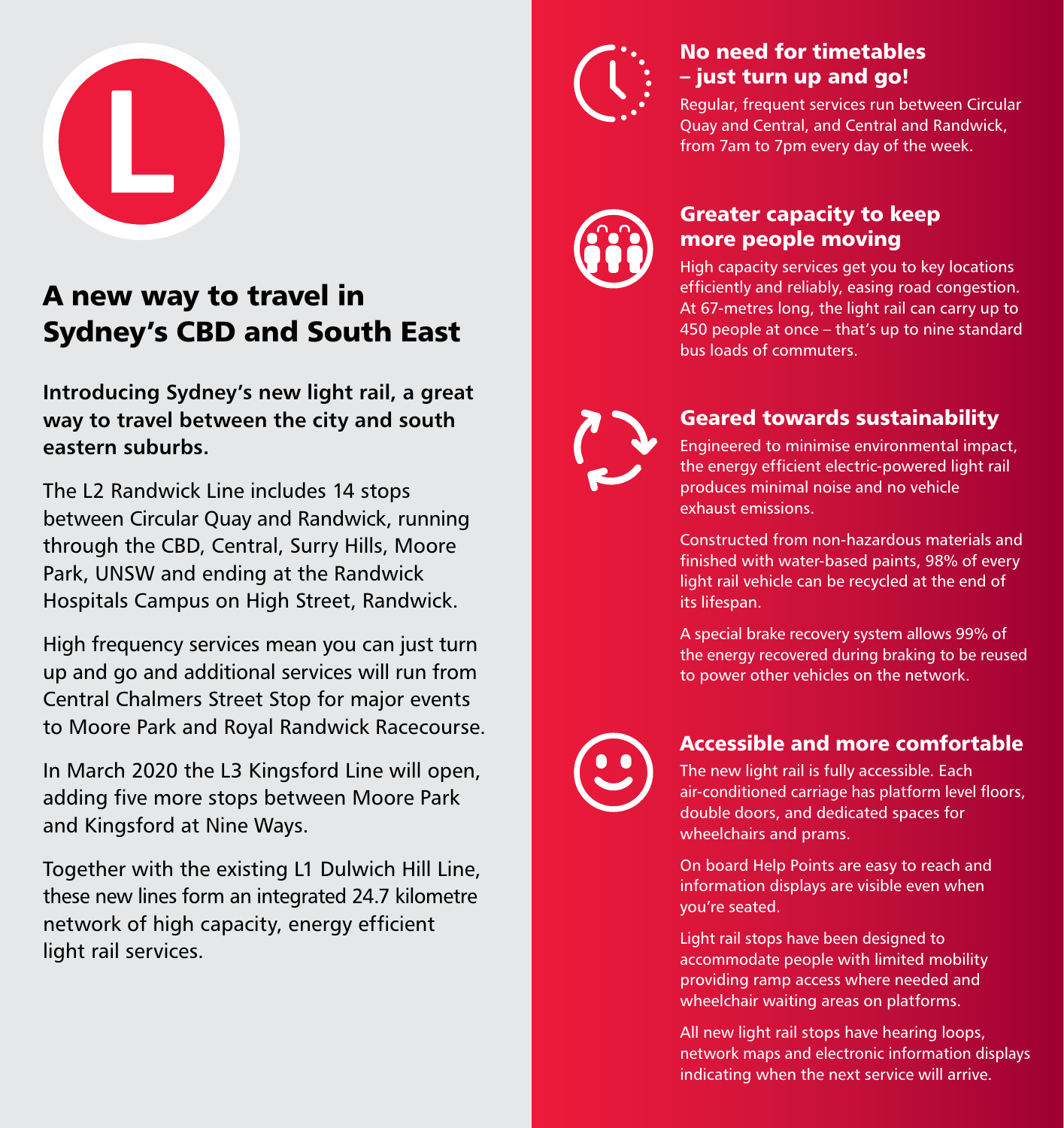# A new way to travel in Sydney's CBD and South East

**Introducing Sydney's new light rail, a great way to travel between the city and south eastern suburbs.**

The L2 Randwick Line includes 14 stops between Circular Quay and Randwick, running through the CBD, Central, Surry Hills, Moore Park, UNSW and ending at the Randwick Hospitals Campus on High Street, Randwick.

High frequency services mean you can just turn up and go and additional services will run from Central Chalmers Street Stop for major events to Moore Park and Royal Randwick Racecourse.

In March 2020 the L3 Kingsford Line will open, adding five more stops between Moore Park and Kingsford at Nine Ways.

Together with the existing L1 Dulwich Hill Line, these new lines form an integrated 24.7 kilometre network of high capacity, energy efficient light rail services.

## No need for timetables – just turn up and go!

Regular, frequent services run between Circular Quay and Central, and Central and Randwick, from 7am to 7pm every day of the week.

## Greater capacity to keep more people moving

High capacity services get you to key locations efficiently and reliably, easing road congestion. At 67-metres long, the light rail can carry up to 450 people at once – that's up to nine standard bus loads of commuters.

## Geared towards sustainability

Engineered to minimise environmental impact, the energy efficient electric-powered light rail produces minimal noise and no vehicle exhaust emissions.

Constructed from non-hazardous materials and finished with water-based paints, 98% of every light rail vehicle can be recycled at the end of its lifespan.

A special brake recovery system allows 99% of the energy recovered during braking to be reused to power other vehicles on the network.

## Accessible and more comfortable

The new light rail is fully accessible. Each air-conditioned carriage has platform level floors, double doors, and dedicated spaces for wheelchairs and prams.

On board Help Points are easy to reach and information displays are visible even when you're seated.

Light rail stops have been designed to accommodate people with limited mobility providing ramp access where needed and wheelchair waiting areas on platforms.

All new light rail stops have hearing loops, network maps and electronic information displays indicating when the next service will arrive.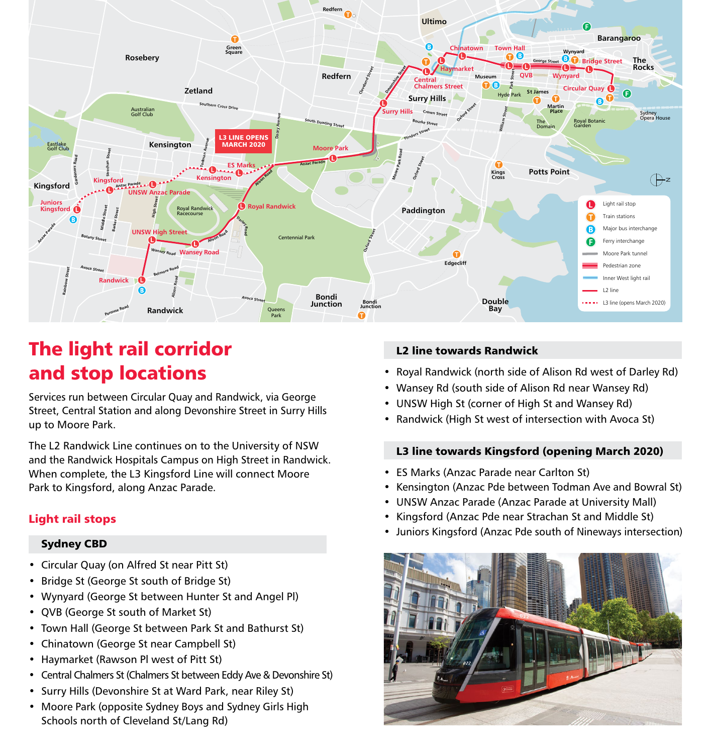# The light rail corridor and stop locations

Services run between Circular Quay and Randwick, via George Street, Central Station and along Devonshire Street in Surry Hills up to Moore Park.

The L2 Randwick Line continues on to the University of NSW and the Randwick Hospitals Campus on High Street in Randwick. When complete, the L3 Kingsford Line will connect Moore Park to Kingsford, along Anzac Parade.

## Light rail stops

### Sydney CBD

- Circular Quay (on Alfred St near Pitt St)
- Bridge St (George St south of Bridge St)
- Wynyard (George St between Hunter St and Angel Pl)
- QVB (George St south of Market St)
- Town Hall (George St between Park St and Bathurst St)
- Chinatown (George St near Campbell St)
- Haymarket (Rawson Pl west of Pitt St)
- Central Chalmers St (Chalmers St between Eddy Ave & Devonshire St)
- Surry Hills (Devonshire St at Ward Park, near Riley St)
- Moore Park (opposite Sydney Boys and Sydney Girls High Schools north of Cleveland St/Lang Rd)

### L2 line towards Randwick

- Royal Randwick (north side of Alison Rd west of Darley Rd)
- Wansey Rd (south side of Alison Rd near Wansey Rd)
- UNSW High St (corner of High St and Wansey Rd)
- Randwick (High St west of intersection with Avoca St)

### L3 line towards Kingsford (opening March 2020)

- ES Marks (Anzac Parade near Carlton St)
- Kensington (Anzac Pde between Todman Ave and Bowral St)
- UNSW Anzac Parade (Anzac Parade at University Mall)
- Kingsford (Anzac Pde near Strachan St and Middle St)
- Juniors Kingsford (Anzac Pde south of Nineways intersection)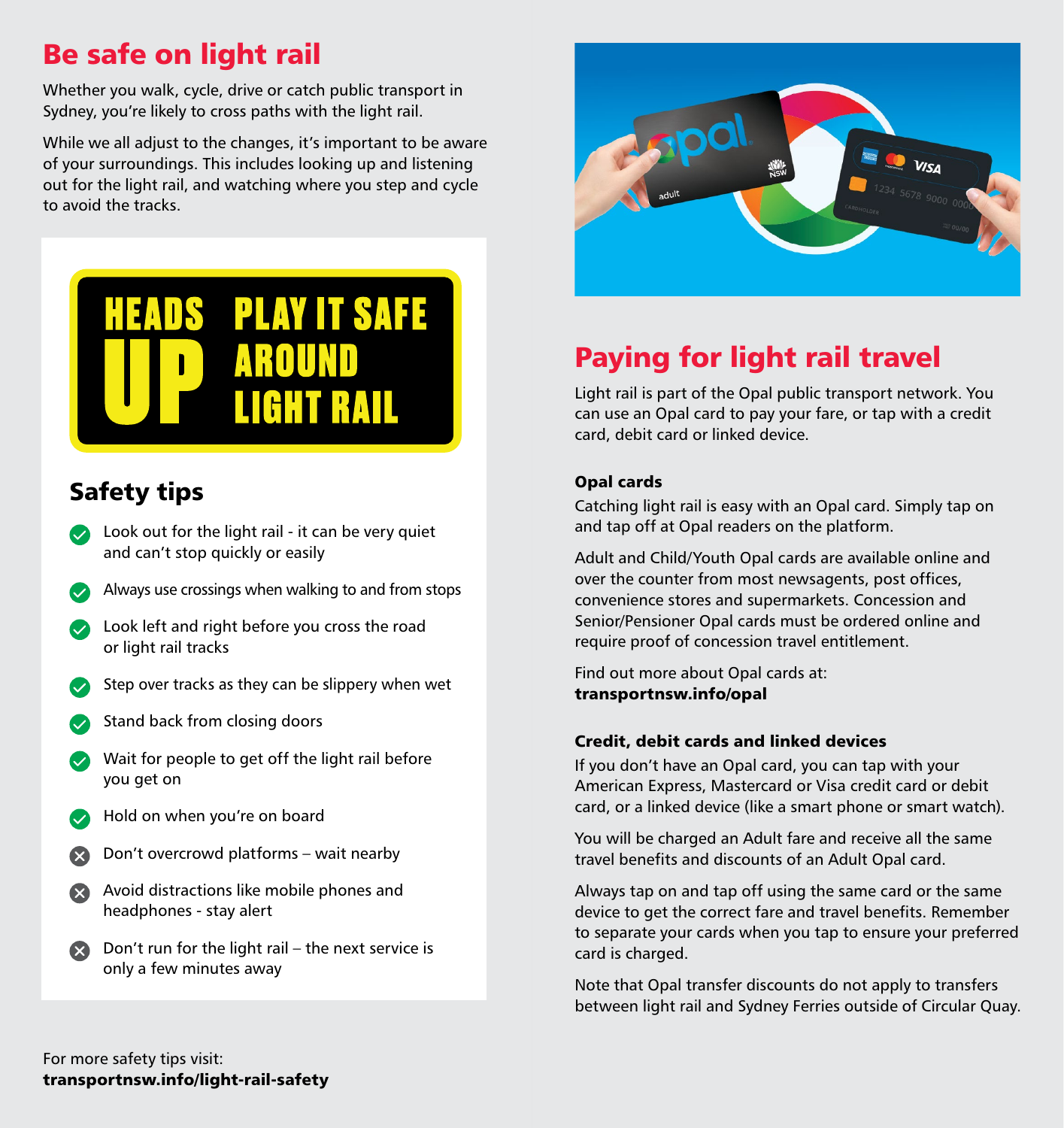# Be safe on light rail

Whether you walk, cycle, drive or catch public transport in Sydney, you're likely to cross paths with the light rail.

While we all adjust to the changes, it's important to be aware of your surroundings. This includes looking up and listening out for the light rail, and watching where you step and cycle to avoid the tracks.

**HEADS UP PLAY IT SAFE AROUND LIGHT RAIL**

## Safety tips

- ✓ Look out for the light rail - it can be very quiet and can't stop quickly or easily
- ✓ Always use crossings when walking to and from stops
- ✓ Look left and right before you cross the road or light rail tracks
- ✓ Step over tracks as they can be slippery when wet
- ✓ Stand back from closing doors
- ✓ Wait for people to get off the light rail before you get on
- ✓ Hold on when you're on board
- ✗ Don't overcrowd platforms – wait nearby
- ✗ Avoid distractions like mobile phones and headphones - stay alert
- ✗ Don't run for the light rail – the next service is only a few minutes away

For more safety tips visit:
**transportnsw.info/light-rail-safety**

# Paying for light rail travel

Light rail is part of the Opal public transport network. You can use an Opal card to pay your fare, or tap with a credit card, debit card or linked device.

### Opal cards

Catching light rail is easy with an Opal card. Simply tap on and tap off at Opal readers on the platform.

Adult and Child/Youth Opal cards are available online and over the counter from most newsagents, post offices, convenience stores and supermarkets. Concession and Senior/Pensioner Opal cards must be ordered online and require proof of concession travel entitlement.

Find out more about Opal cards at:
**transportnsw.info/opal**

### Credit, debit cards and linked devices

If you don't have an Opal card, you can tap with your American Express, Mastercard or Visa credit card or debit card, or a linked device (like a smart phone or smart watch).

You will be charged an Adult fare and receive all the same travel benefits and discounts of an Adult Opal card.

Always tap on and tap off using the same card or the same device to get the correct fare and travel benefits. Remember to separate your cards when you tap to ensure your preferred card is charged.

Note that Opal transfer discounts do not apply to transfers between light rail and Sydney Ferries outside of Circular Quay.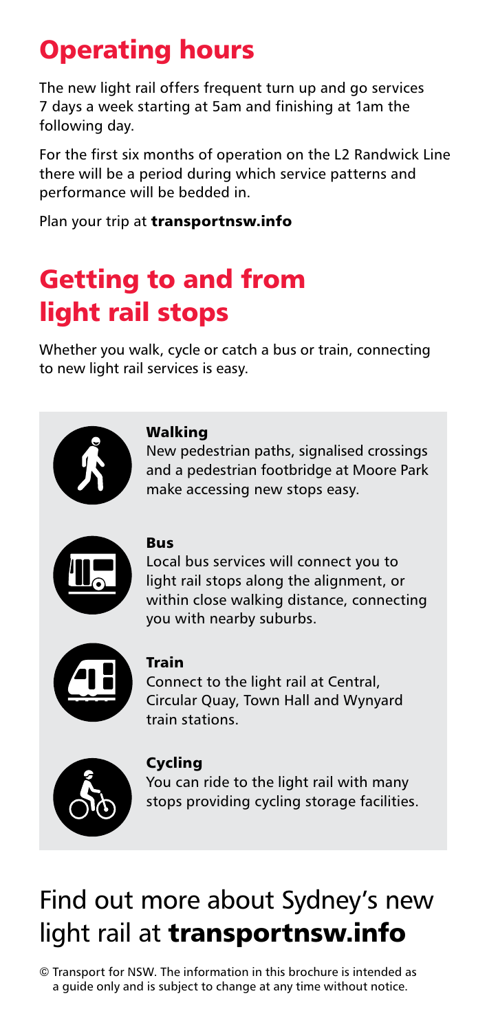# Operating hours

The new light rail offers frequent turn up and go services 7 days a week starting at 5am and finishing at 1am the following day.

For the first six months of operation on the L2 Randwick Line there will be a period during which service patterns and performance will be bedded in.

Plan your trip at **transportnsw.info**

# Getting to and from light rail stops

Whether you walk, cycle or catch a bus or train, connecting to new light rail services is easy.

**Walking**
New pedestrian paths, signalised crossings and a pedestrian footbridge at Moore Park make accessing new stops easy.

**Bus**
Local bus services will connect you to light rail stops along the alignment, or within close walking distance, connecting you with nearby suburbs.

**Train**
Connect to the light rail at Central, Circular Quay, Town Hall and Wynyard train stations.

**Cycling**
You can ride to the light rail with many stops providing cycling storage facilities.

## Find out more about Sydney's new light rail at **transportnsw.info**

© Transport for NSW. The information in this brochure is intended as a guide only and is subject to change at any time without notice.